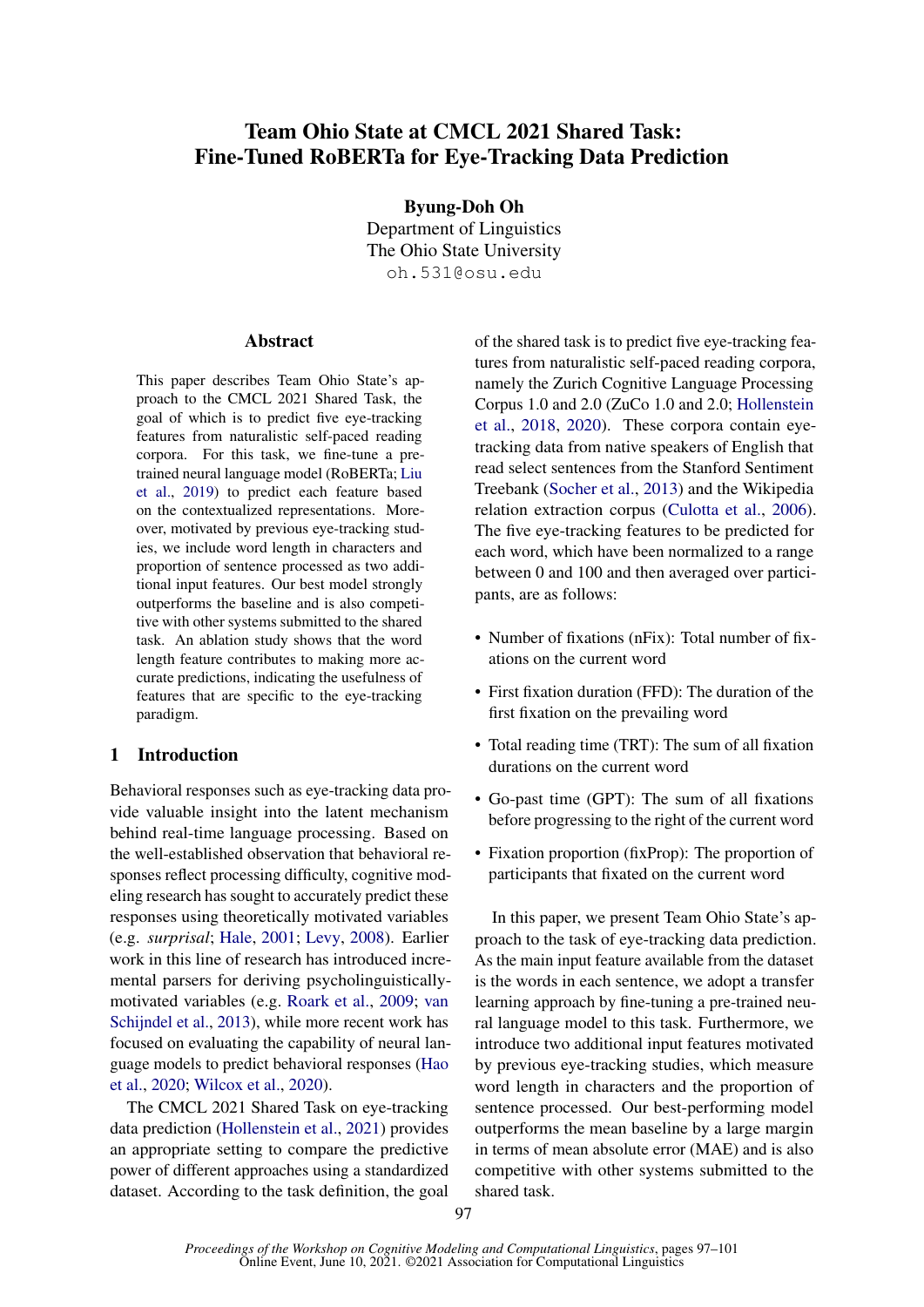# Team Ohio State at CMCL 2021 Shared Task: Fine-Tuned RoBERTa for Eye-Tracking Data Prediction

**Byung-Doh Oh**
Department of Linguistics
The Ohio State University
oh.531@osu.edu

## Abstract

This paper describes Team Ohio State's approach to the CMCL 2021 Shared Task, the goal of which is to predict five eye-tracking features from naturalistic self-paced reading corpora. For this task, we fine-tune a pre-trained neural language model (RoBERTa; Liu et al., 2019) to predict each feature based on the contextualized representations. Moreover, motivated by previous eye-tracking studies, we include word length in characters and proportion of sentence processed as two additional input features. Our best model strongly outperforms the baseline and is also competitive with other systems submitted to the shared task. An ablation study shows that the word length feature contributes to making more accurate predictions, indicating the usefulness of features that are specific to the eye-tracking paradigm.

## 1 Introduction

Behavioral responses such as eye-tracking data provide valuable insight into the latent mechanism behind real-time language processing. Based on the well-established observation that behavioral responses reflect processing difficulty, cognitive modeling research has sought to accurately predict these responses using theoretically motivated variables (e.g. *surprisal*; Hale, 2001; Levy, 2008). Earlier work in this line of research has introduced incremental parsers for deriving psycholinguistically-motivated variables (e.g. Roark et al., 2009; van Schijndel et al., 2013), while more recent work has focused on evaluating the capability of neural language models to predict behavioral responses (Hao et al., 2020; Wilcox et al., 2020).

The CMCL 2021 Shared Task on eye-tracking data prediction (Hollenstein et al., 2021) provides an appropriate setting to compare the predictive power of different approaches using a standardized dataset. According to the task definition, the goal of the shared task is to predict five eye-tracking features from naturalistic self-paced reading corpora, namely the Zurich Cognitive Language Processing Corpus 1.0 and 2.0 (ZuCo 1.0 and 2.0; Hollenstein et al., 2018, 2020). These corpora contain eye-tracking data from native speakers of English that read select sentences from the Stanford Sentiment Treebank (Socher et al., 2013) and the Wikipedia relation extraction corpus (Culotta et al., 2006). The five eye-tracking features to be predicted for each word, which have been normalized to a range between 0 and 100 and then averaged over participants, are as follows:

- Number of fixations (nFix): Total number of fixations on the current word
- First fixation duration (FFD): The duration of the first fixation on the prevailing word
- Total reading time (TRT): The sum of all fixation durations on the current word
- Go-past time (GPT): The sum of all fixations before progressing to the right of the current word
- Fixation proportion (fixProp): The proportion of participants that fixated on the current word

In this paper, we present Team Ohio State's approach to the task of eye-tracking data prediction. As the main input feature available from the dataset is the words in each sentence, we adopt a transfer learning approach by fine-tuning a pre-trained neural language model to this task. Furthermore, we introduce two additional input features motivated by previous eye-tracking studies, which measure word length in characters and the proportion of sentence processed. Our best-performing model outperforms the mean baseline by a large margin in terms of mean absolute error (MAE) and is also competitive with other systems submitted to the shared task.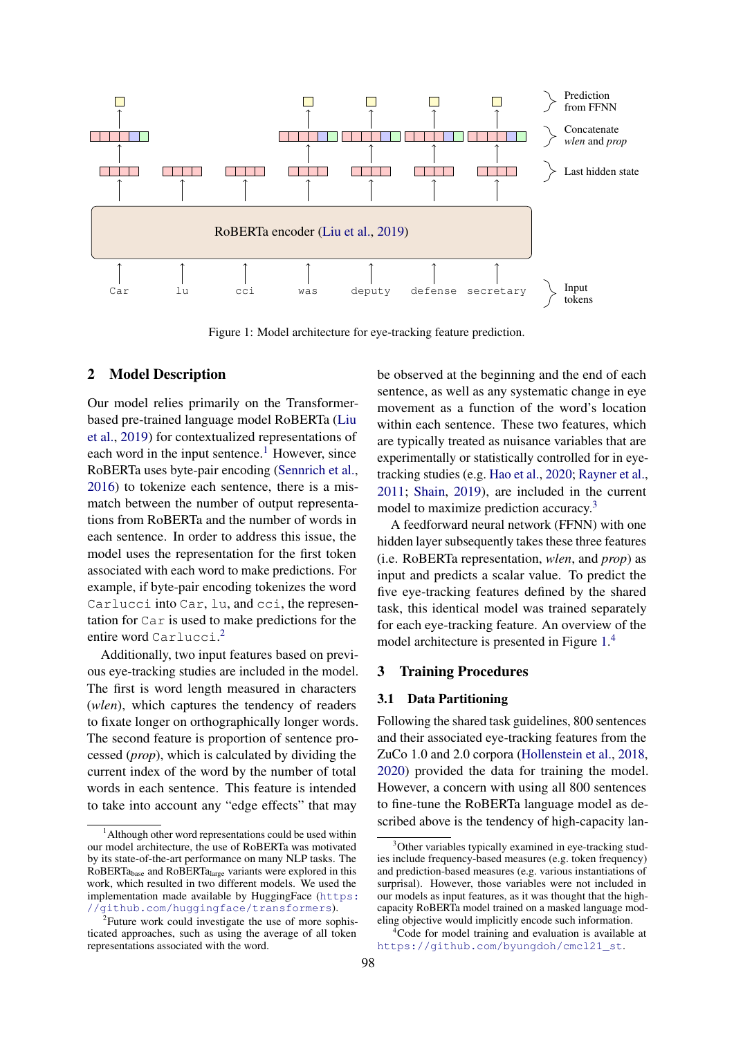Figure 1: Model architecture for eye-tracking feature prediction.

## 2 Model Description

Our model relies primarily on the Transformer-based pre-trained language model RoBERTa (Liu et al., 2019) for contextualized representations of each word in the input sentence.[1] However, since RoBERTa uses byte-pair encoding (Sennrich et al., 2016) to tokenize each sentence, there is a mismatch between the number of output representations from RoBERTa and the number of words in each sentence. In order to address this issue, the model uses the representation for the first token associated with each word to make predictions. For example, if byte-pair encoding tokenizes the word `Carlucci` into `Car`, `lu`, and `cci`, the representation for `Car` is used to make predictions for the entire word `Carlucci`.[2]

Additionally, two input features based on previous eye-tracking studies are included in the model. The first is word length measured in characters (*wlen*), which captures the tendency of readers to fixate longer on orthographically longer words. The second feature is proportion of sentence processed (*prop*), which is calculated by dividing the current index of the word by the number of total words in each sentence. This feature is intended to take into account any "edge effects" that may be observed at the beginning and the end of each sentence, as well as any systematic change in eye movement as a function of the word's location within each sentence. These two features, which are typically treated as nuisance variables that are experimentally or statistically controlled for in eye-tracking studies (e.g. Hao et al., 2020; Rayner et al., 2011; Shain, 2019), are included in the current model to maximize prediction accuracy.[3]

A feedforward neural network (FFNN) with one hidden layer subsequently takes these three features (i.e. RoBERTa representation, *wlen*, and *prop*) as input and predicts a scalar value. To predict the five eye-tracking features defined by the shared task, this identical model was trained separately for each eye-tracking feature. An overview of the model architecture is presented in Figure 1.[4]

## 3 Training Procedures

### 3.1 Data Partitioning

Following the shared task guidelines, 800 sentences and their associated eye-tracking features from the ZuCo 1.0 and 2.0 corpora (Hollenstein et al., 2018, 2020) provided the data for training the model. However, a concern with using all 800 sentences to fine-tune the RoBERTa language model as described above is the tendency of high-capacity lan-

---

[1] Although other word representations could be used within our model architecture, the use of RoBERTa was motivated by its state-of-the-art performance on many NLP tasks. The $\text{RoBERTa}_{\text{base}}$ and $\text{RoBERTa}_{\text{large}}$ variants were explored in this work, which resulted in two different models. We used the implementation made available by HuggingFace (https://github.com/huggingface/transformers).

[2] Future work could investigate the use of more sophisticated approaches, such as using the average of all token representations associated with the word.

[3] Other variables typically examined in eye-tracking studies include frequency-based measures (e.g. token frequency) and prediction-based measures (e.g. various instantiations of surprisal). However, those variables were not included in our models as input features, as it was thought that the high-capacity RoBERTa model trained on a masked language modeling objective would implicitly encode such information.

[4] Code for model training and evaluation is available at https://github.com/byungdoh/cmcl21_st.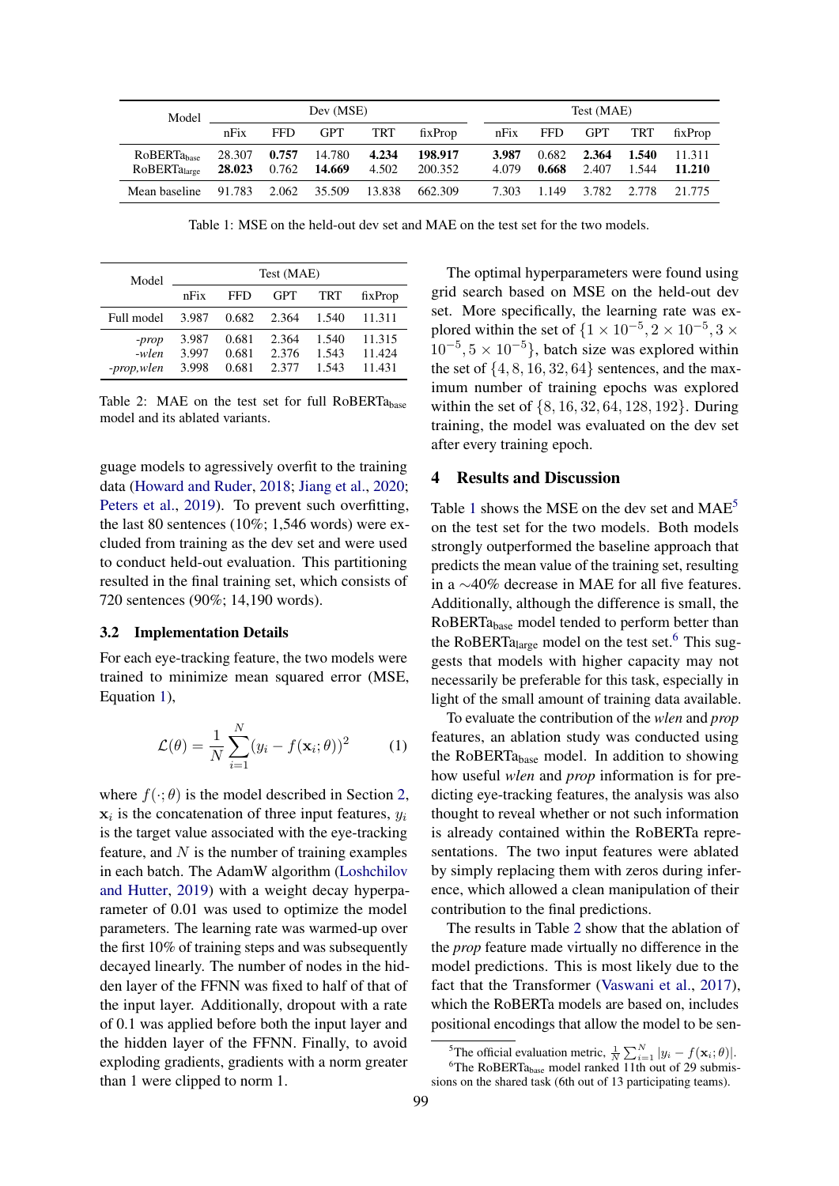| Model | Dev (MSE) | | | | | Test (MAE) | | | | |
|---|---|---|---|---|---|---|---|---|---|---|
| | nFix | FFD | GPT | TRT | fixProp | nFix | FFD | GPT | TRT | fixProp |
| RoBERTa$_{base}$ | 28.307 | **0.757** | 14.780 | **4.234** | **198.917** | **3.987** | 0.682 | **2.364** | **1.540** | 11.311 |
| RoBERTa$_{large}$ | **28.023** | 0.762 | **14.669** | 4.502 | 200.352 | 4.079 | **0.668** | 2.407 | 1.544 | **11.210** |
| Mean baseline | 91.783 | 2.062 | 35.509 | 13.838 | 662.309 | 7.303 | 1.149 | 3.782 | 2.778 | 21.775 |

Table 1: MSE on the held-out dev set and MAE on the test set for the two models.

| Model | Test (MAE) | | | | |
|---|---|---|---|---|---|
| | nFix | FFD | GPT | TRT | fixProp |
| Full model | 3.987 | 0.682 | 2.364 | 1.540 | 11.311 |
| *-prop* | 3.987 | 0.681 | 2.364 | 1.540 | 11.315 |
| *-wlen* | 3.997 | 0.681 | 2.376 | 1.543 | 11.424 |
| *-prop,wlen* | 3.998 | 0.681 | 2.377 | 1.543 | 11.431 |

Table 2: MAE on the test set for full RoBERTa$_{base}$ model and its ablated variants.

guage models to agressively overfit to the training data (Howard and Ruder, 2018; Jiang et al., 2020; Peters et al., 2019). To prevent such overfitting, the last 80 sentences (10%; 1,546 words) were excluded from training as the dev set and were used to conduct held-out evaluation. This partitioning resulted in the final training set, which consists of 720 sentences (90%; 14,190 words).

### 3.2 Implementation Details

For each eye-tracking feature, the two models were trained to minimize mean squared error (MSE, Equation 1),

$$\mathcal{L}(\theta) = \frac{1}{N}\sum_{i=1}^{N}(y_i - f(\mathbf{x}_i;\theta))^2 \qquad (1)$$

where $f(\cdot;\theta)$ is the model described in Section 2, $\mathbf{x}_i$ is the concatenation of three input features, $y_i$ is the target value associated with the eye-tracking feature, and $N$ is the number of training examples in each batch. The AdamW algorithm (Loshchilov and Hutter, 2019) with a weight decay hyperparameter of 0.01 was used to optimize the model parameters. The learning rate was warmed-up over the first 10% of training steps and was subsequently decayed linearly. The number of nodes in the hidden layer of the FFNN was fixed to half of that of the input layer. Additionally, dropout with a rate of 0.1 was applied before both the input layer and the hidden layer of the FFNN. Finally, to avoid exploding gradients, gradients with a norm greater than 1 were clipped to norm 1.

The optimal hyperparameters were found using grid search based on MSE on the held-out dev set. More specifically, the learning rate was explored within the set of $\{1 \times 10^{-5}, 2 \times 10^{-5}, 3 \times 10^{-5}, 5 \times 10^{-5}\}$, batch size was explored within the set of $\{4, 8, 16, 32, 64\}$ sentences, and the maximum number of training epochs was explored within the set of $\{8, 16, 32, 64, 128, 192\}$. During training, the model was evaluated on the dev set after every training epoch.

## 4 Results and Discussion

Table 1 shows the MSE on the dev set and MAE[5] on the test set for the two models. Both models strongly outperformed the baseline approach that predicts the mean value of the training set, resulting in a ~40% decrease in MAE for all five features. Additionally, although the difference is small, the RoBERTa$_{base}$ model tended to perform better than the RoBERTa$_{large}$ model on the test set.[6] This suggests that models with higher capacity may not necessarily be preferable for this task, especially in light of the small amount of training data available.

To evaluate the contribution of the *wlen* and *prop* features, an ablation study was conducted using the RoBERTa$_{base}$ model. In addition to showing how useful *wlen* and *prop* information is for predicting eye-tracking features, the analysis was also thought to reveal whether or not such information is already contained within the RoBERTa representations. The two input features were ablated by simply replacing them with zeros during inference, which allowed a clean manipulation of their contribution to the final predictions.

The results in Table 2 show that the ablation of the *prop* feature made virtually no difference in the model predictions. This is most likely due to the fact that the Transformer (Vaswani et al., 2017), which the RoBERTa models are based on, includes positional encodings that allow the model to be sen-

[5]The official evaluation metric, $\frac{1}{N}\sum_{i=1}^{N}|y_i - f(\mathbf{x}_i;\theta)|$.

[6]The RoBERTa$_{base}$ model ranked 11th out of 29 submissions on the shared task (6th out of 13 participating teams).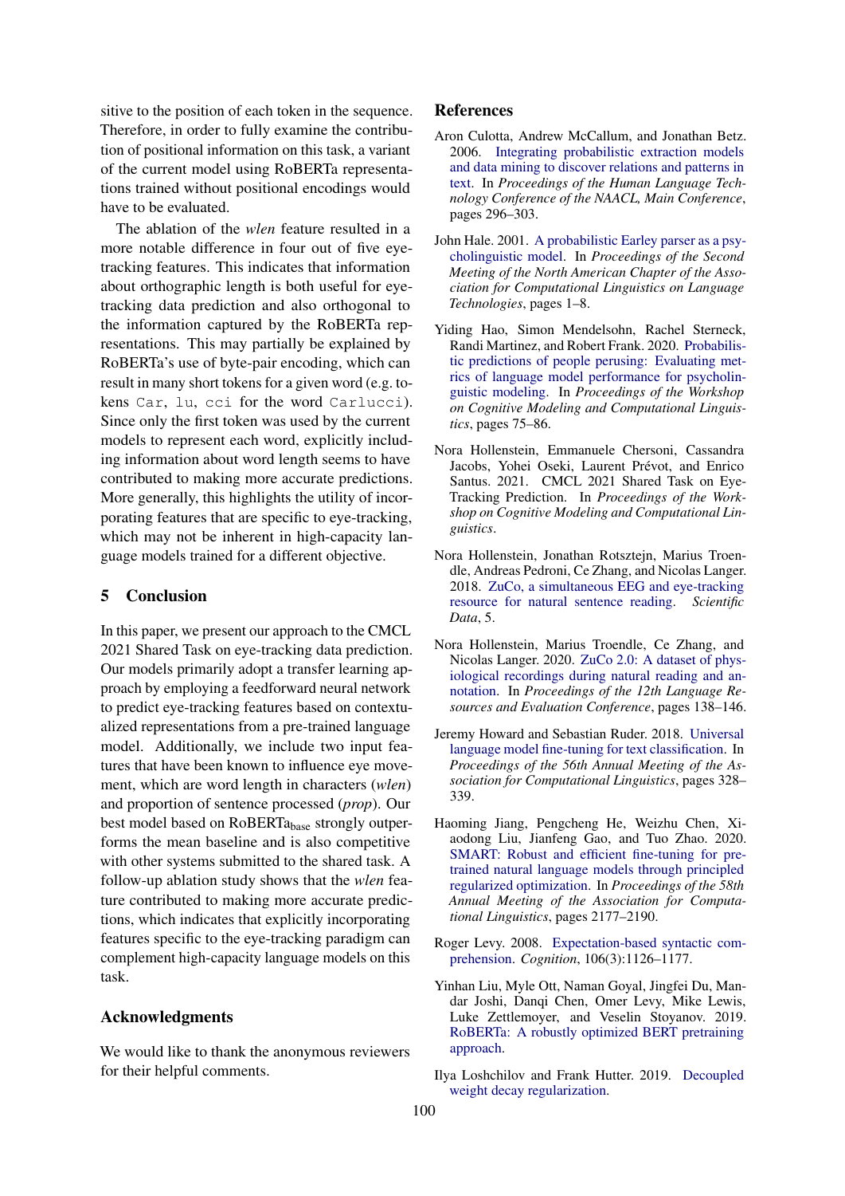sitive to the position of each token in the sequence. Therefore, in order to fully examine the contribution of positional information on this task, a variant of the current model using RoBERTa representations trained without positional encodings would have to be evaluated.

The ablation of the *wlen* feature resulted in a more notable difference in four out of five eye-tracking features. This indicates that information about orthographic length is both useful for eye-tracking data prediction and also orthogonal to the information captured by the RoBERTa representations. This may partially be explained by RoBERTa's use of byte-pair encoding, which can result in many short tokens for a given word (e.g. tokens `Car`, `lu`, `cci` for the word `Carlucci`). Since only the first token was used by the current models to represent each word, explicitly including information about word length seems to have contributed to making more accurate predictions. More generally, this highlights the utility of incorporating features that are specific to eye-tracking, which may not be inherent in high-capacity language models trained for a different objective.

## 5 Conclusion

In this paper, we present our approach to the CMCL 2021 Shared Task on eye-tracking data prediction. Our models primarily adopt a transfer learning approach by employing a feedforward neural network to predict eye-tracking features based on contextualized representations from a pre-trained language model. Additionally, we include two input features that have been known to influence eye movement, which are word length in characters (*wlen*) and proportion of sentence processed (*prop*). Our best model based on RoBERTa$_{\text{base}}$ strongly outperforms the mean baseline and is also competitive with other systems submitted to the shared task. A follow-up ablation study shows that the *wlen* feature contributed to making more accurate predictions, which indicates that explicitly incorporating features specific to the eye-tracking paradigm can complement high-capacity language models on this task.

## Acknowledgments

We would like to thank the anonymous reviewers for their helpful comments.

## References

Aron Culotta, Andrew McCallum, and Jonathan Betz. 2006. Integrating probabilistic extraction models and data mining to discover relations and patterns in text. In *Proceedings of the Human Language Technology Conference of the NAACL, Main Conference*, pages 296–303.

John Hale. 2001. A probabilistic Earley parser as a psycholinguistic model. In *Proceedings of the Second Meeting of the North American Chapter of the Association for Computational Linguistics on Language Technologies*, pages 1–8.

Yiding Hao, Simon Mendelsohn, Rachel Sterneck, Randi Martinez, and Robert Frank. 2020. Probabilistic predictions of people perusing: Evaluating metrics of language model performance for psycholinguistic modeling. In *Proceedings of the Workshop on Cognitive Modeling and Computational Linguistics*, pages 75–86.

Nora Hollenstein, Emmanuele Chersoni, Cassandra Jacobs, Yohei Oseki, Laurent Prévot, and Enrico Santus. 2021. CMCL 2021 Shared Task on Eye-Tracking Prediction. In *Proceedings of the Workshop on Cognitive Modeling and Computational Linguistics*.

Nora Hollenstein, Jonathan Rotsztejn, Marius Troendle, Andreas Pedroni, Ce Zhang, and Nicolas Langer. 2018. ZuCo, a simultaneous EEG and eye-tracking resource for natural sentence reading. *Scientific Data*, 5.

Nora Hollenstein, Marius Troendle, Ce Zhang, and Nicolas Langer. 2020. ZuCo 2.0: A dataset of physiological recordings during natural reading and annotation. In *Proceedings of the 12th Language Resources and Evaluation Conference*, pages 138–146.

Jeremy Howard and Sebastian Ruder. 2018. Universal language model fine-tuning for text classification. In *Proceedings of the 56th Annual Meeting of the Association for Computational Linguistics*, pages 328–339.

Haoming Jiang, Pengcheng He, Weizhu Chen, Xiaodong Liu, Jianfeng Gao, and Tuo Zhao. 2020. SMART: Robust and efficient fine-tuning for pre-trained natural language models through principled regularized optimization. In *Proceedings of the 58th Annual Meeting of the Association for Computational Linguistics*, pages 2177–2190.

Roger Levy. 2008. Expectation-based syntactic comprehension. *Cognition*, 106(3):1126–1177.

Yinhan Liu, Myle Ott, Naman Goyal, Jingfei Du, Mandar Joshi, Danqi Chen, Omer Levy, Mike Lewis, Luke Zettlemoyer, and Veselin Stoyanov. 2019. RoBERTa: A robustly optimized BERT pretraining approach.

Ilya Loshchilov and Frank Hutter. 2019. Decoupled weight decay regularization.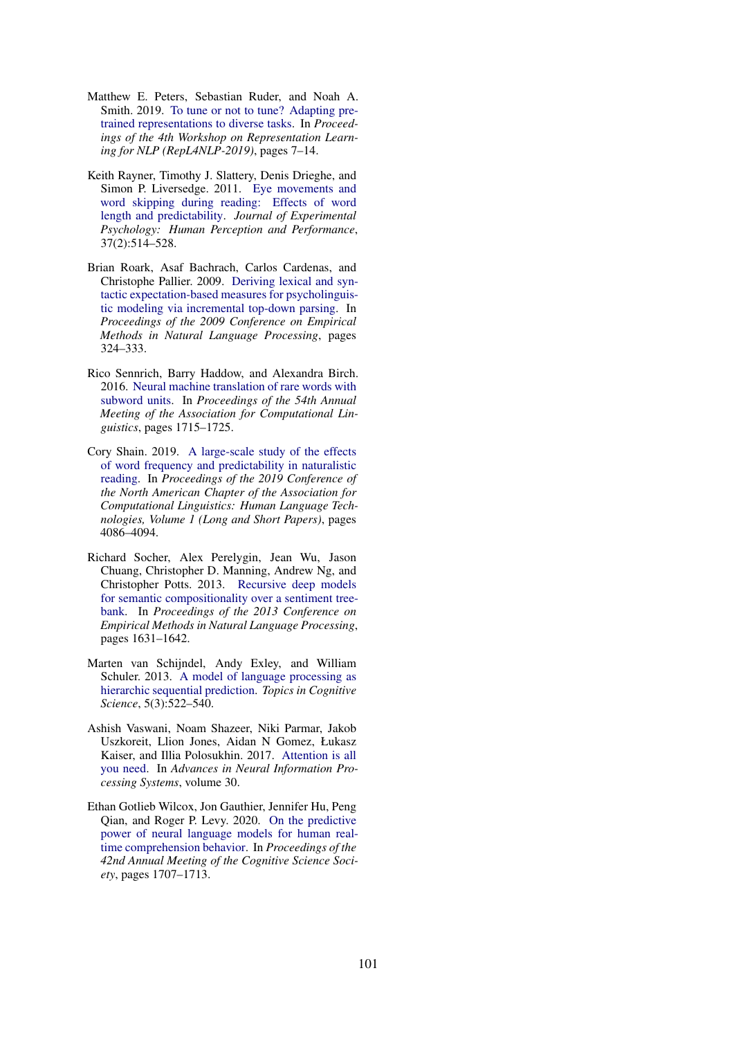Matthew E. Peters, Sebastian Ruder, and Noah A. Smith. 2019. To tune or not to tune? Adapting pretrained representations to diverse tasks. In *Proceedings of the 4th Workshop on Representation Learning for NLP (RepL4NLP-2019)*, pages 7–14.

Keith Rayner, Timothy J. Slattery, Denis Drieghe, and Simon P. Liversedge. 2011. Eye movements and word skipping during reading: Effects of word length and predictability. *Journal of Experimental Psychology: Human Perception and Performance*, 37(2):514–528.

Brian Roark, Asaf Bachrach, Carlos Cardenas, and Christophe Pallier. 2009. Deriving lexical and syntactic expectation-based measures for psycholinguistic modeling via incremental top-down parsing. In *Proceedings of the 2009 Conference on Empirical Methods in Natural Language Processing*, pages 324–333.

Rico Sennrich, Barry Haddow, and Alexandra Birch. 2016. Neural machine translation of rare words with subword units. In *Proceedings of the 54th Annual Meeting of the Association for Computational Linguistics*, pages 1715–1725.

Cory Shain. 2019. A large-scale study of the effects of word frequency and predictability in naturalistic reading. In *Proceedings of the 2019 Conference of the North American Chapter of the Association for Computational Linguistics: Human Language Technologies, Volume 1 (Long and Short Papers)*, pages 4086–4094.

Richard Socher, Alex Perelygin, Jean Wu, Jason Chuang, Christopher D. Manning, Andrew Ng, and Christopher Potts. 2013. Recursive deep models for semantic compositionality over a sentiment treebank. In *Proceedings of the 2013 Conference on Empirical Methods in Natural Language Processing*, pages 1631–1642.

Marten van Schijndel, Andy Exley, and William Schuler. 2013. A model of language processing as hierarchic sequential prediction. *Topics in Cognitive Science*, 5(3):522–540.

Ashish Vaswani, Noam Shazeer, Niki Parmar, Jakob Uszkoreit, Llion Jones, Aidan N Gomez, Łukasz Kaiser, and Illia Polosukhin. 2017. Attention is all you need. In *Advances in Neural Information Processing Systems*, volume 30.

Ethan Gotlieb Wilcox, Jon Gauthier, Jennifer Hu, Peng Qian, and Roger P. Levy. 2020. On the predictive power of neural language models for human real-time comprehension behavior. In *Proceedings of the 42nd Annual Meeting of the Cognitive Science Society*, pages 1707–1713.